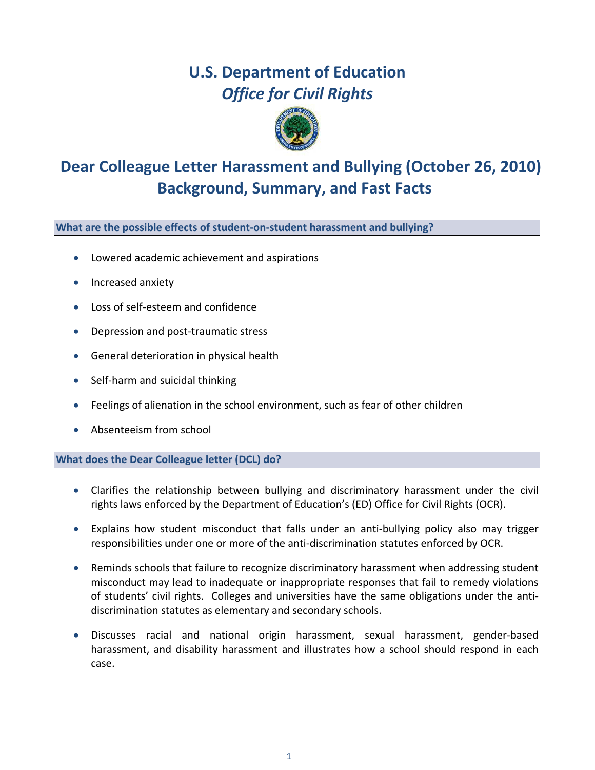# U.S. Department of Education
## *Office for Civil Rights*

# Dear Colleague Letter Harassment and Bullying (October 26, 2010) Background, Summary, and Fast Facts

### What are the possible effects of student-on-student harassment and bullying?

- Lowered academic achievement and aspirations
- Increased anxiety
- Loss of self-esteem and confidence
- Depression and post-traumatic stress
- General deterioration in physical health
- Self-harm and suicidal thinking
- Feelings of alienation in the school environment, such as fear of other children
- Absenteeism from school

### What does the Dear Colleague letter (DCL) do?

- Clarifies the relationship between bullying and discriminatory harassment under the civil rights laws enforced by the Department of Education's (ED) Office for Civil Rights (OCR).
- Explains how student misconduct that falls under an anti-bullying policy also may trigger responsibilities under one or more of the anti-discrimination statutes enforced by OCR.
- Reminds schools that failure to recognize discriminatory harassment when addressing student misconduct may lead to inadequate or inappropriate responses that fail to remedy violations of students' civil rights. Colleges and universities have the same obligations under the anti-discrimination statutes as elementary and secondary schools.
- Discusses racial and national origin harassment, sexual harassment, gender-based harassment, and disability harassment and illustrates how a school should respond in each case.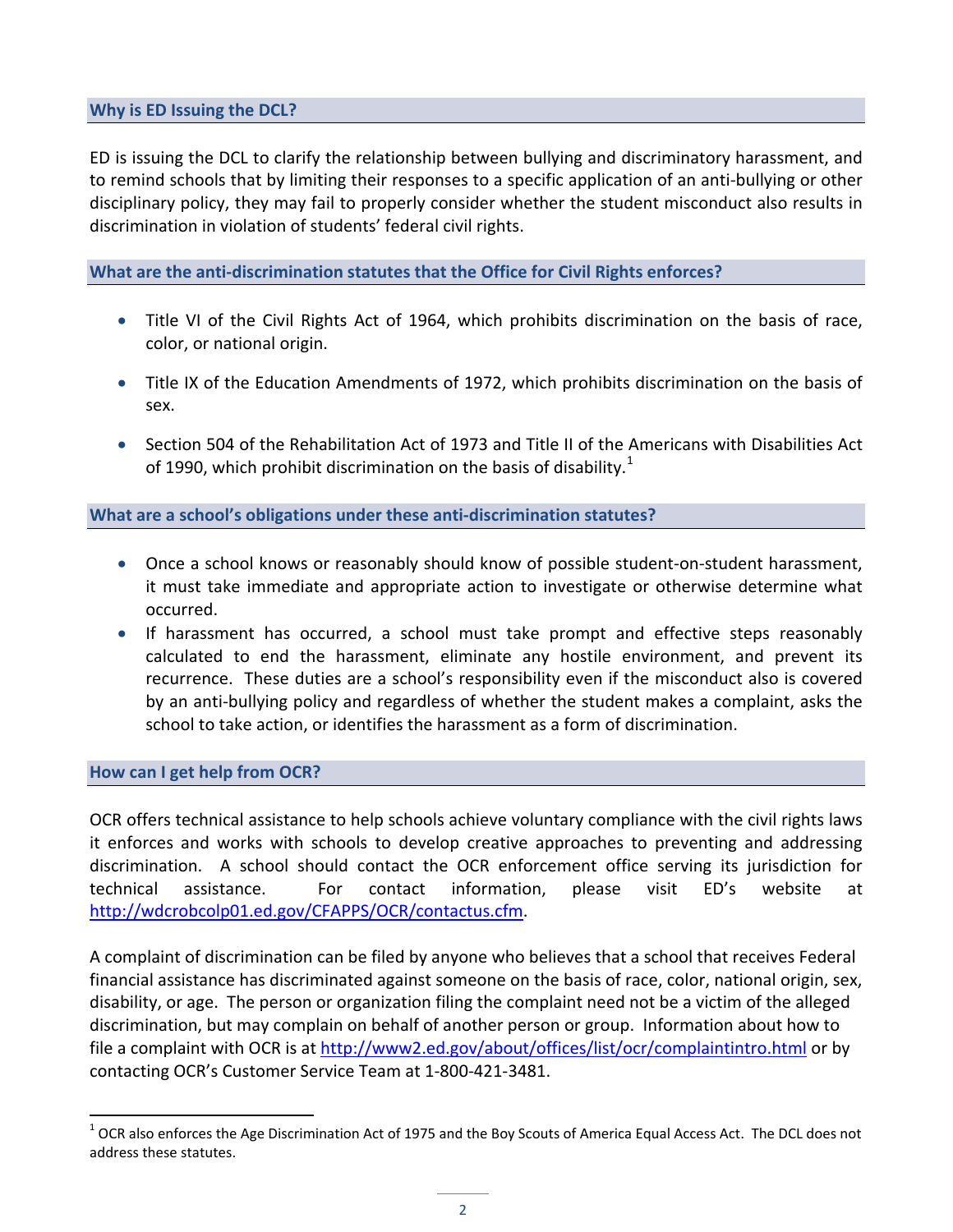## Why is ED Issuing the DCL?

ED is issuing the DCL to clarify the relationship between bullying and discriminatory harassment, and to remind schools that by limiting their responses to a specific application of an anti-bullying or other disciplinary policy, they may fail to properly consider whether the student misconduct also results in discrimination in violation of students' federal civil rights.

## What are the anti-discrimination statutes that the Office for Civil Rights enforces?

- Title VI of the Civil Rights Act of 1964, which prohibits discrimination on the basis of race, color, or national origin.
- Title IX of the Education Amendments of 1972, which prohibits discrimination on the basis of sex.
- Section 504 of the Rehabilitation Act of 1973 and Title II of the Americans with Disabilities Act of 1990, which prohibit discrimination on the basis of disability.[1]

## What are a school's obligations under these anti-discrimination statutes?

- Once a school knows or reasonably should know of possible student-on-student harassment, it must take immediate and appropriate action to investigate or otherwise determine what occurred.
- If harassment has occurred, a school must take prompt and effective steps reasonably calculated to end the harassment, eliminate any hostile environment, and prevent its recurrence. These duties are a school's responsibility even if the misconduct also is covered by an anti-bullying policy and regardless of whether the student makes a complaint, asks the school to take action, or identifies the harassment as a form of discrimination.

## How can I get help from OCR?

OCR offers technical assistance to help schools achieve voluntary compliance with the civil rights laws it enforces and works with schools to develop creative approaches to preventing and addressing discrimination. A school should contact the OCR enforcement office serving its jurisdiction for technical assistance. For contact information, please visit ED's website at http://wdcrobcolp01.ed.gov/CFAPPS/OCR/contactus.cfm.

A complaint of discrimination can be filed by anyone who believes that a school that receives Federal financial assistance has discriminated against someone on the basis of race, color, national origin, sex, disability, or age. The person or organization filing the complaint need not be a victim of the alleged discrimination, but may complain on behalf of another person or group. Information about how to file a complaint with OCR is at http://www2.ed.gov/about/offices/list/ocr/complaintintro.html or by contacting OCR's Customer Service Team at 1-800-421-3481.

---

[1] OCR also enforces the Age Discrimination Act of 1975 and the Boy Scouts of America Equal Access Act. The DCL does not address these statutes.